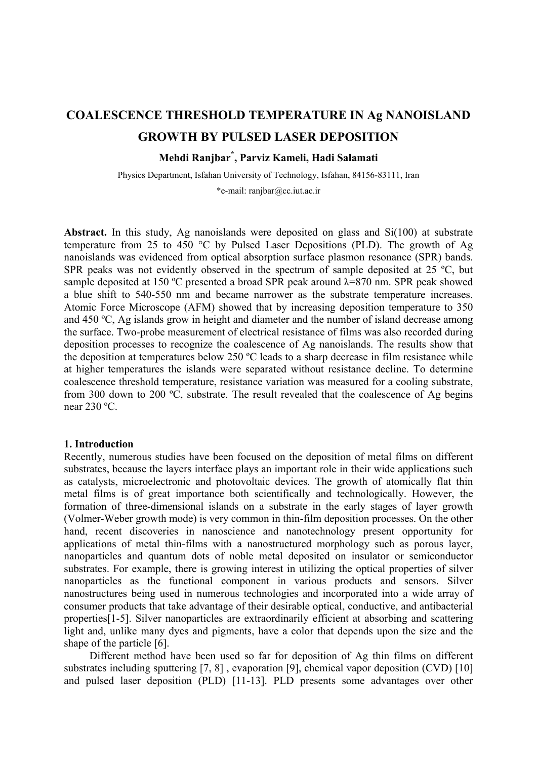# COALESCENCE THRESHOLD TEMPERATURE IN Ag NANOISLAND GROWTH BY PULSED LASER DEPOSITION

**Mehdi Ranjbar*, Parviz Kameli, Hadi Salamati**

Physics Department, Isfahan University of Technology, Isfahan, 84156-83111, Iran

*e-mail: ranjbar@cc.iut.ac.ir

**Abstract.** In this study, Ag nanoislands were deposited on glass and Si(100) at substrate temperature from 25 to 450 °C by Pulsed Laser Depositions (PLD). The growth of Ag nanoislands was evidenced from optical absorption surface plasmon resonance (SPR) bands. SPR peaks was not evidently observed in the spectrum of sample deposited at 25 ºC, but sample deposited at 150 ºC presented a broad SPR peak around λ=870 nm. SPR peak showed a blue shift to 540-550 nm and became narrower as the substrate temperature increases. Atomic Force Microscope (AFM) showed that by increasing deposition temperature to 350 and 450 ºC, Ag islands grow in height and diameter and the number of island decrease among the surface. Two-probe measurement of electrical resistance of films was also recorded during deposition processes to recognize the coalescence of Ag nanoislands. The results show that the deposition at temperatures below 250 ºC leads to a sharp decrease in film resistance while at higher temperatures the islands were separated without resistance decline. To determine coalescence threshold temperature, resistance variation was measured for a cooling substrate, from 300 down to 200 ºC, substrate. The result revealed that the coalescence of Ag begins near 230 ºC.

## 1. Introduction

Recently, numerous studies have been focused on the deposition of metal films on different substrates, because the layers interface plays an important role in their wide applications such as catalysts, microelectronic and photovoltaic devices. The growth of atomically flat thin metal films is of great importance both scientifically and technologically. However, the formation of three-dimensional islands on a substrate in the early stages of layer growth (Volmer-Weber growth mode) is very common in thin-film deposition processes. On the other hand, recent discoveries in nanoscience and nanotechnology present opportunity for applications of metal thin-films with a nanostructured morphology such as porous layer, nanoparticles and quantum dots of noble metal deposited on insulator or semiconductor substrates. For example, there is growing interest in utilizing the optical properties of silver nanoparticles as the functional component in various products and sensors. Silver nanostructures being used in numerous technologies and incorporated into a wide array of consumer products that take advantage of their desirable optical, conductive, and antibacterial properties[1-5]. Silver nanoparticles are extraordinarily efficient at absorbing and scattering light and, unlike many dyes and pigments, have a color that depends upon the size and the shape of the particle [6].

Different method have been used so far for deposition of Ag thin films on different substrates including sputtering [7, 8] , evaporation [9], chemical vapor deposition (CVD) [10] and pulsed laser deposition (PLD) [11-13]. PLD presents some advantages over other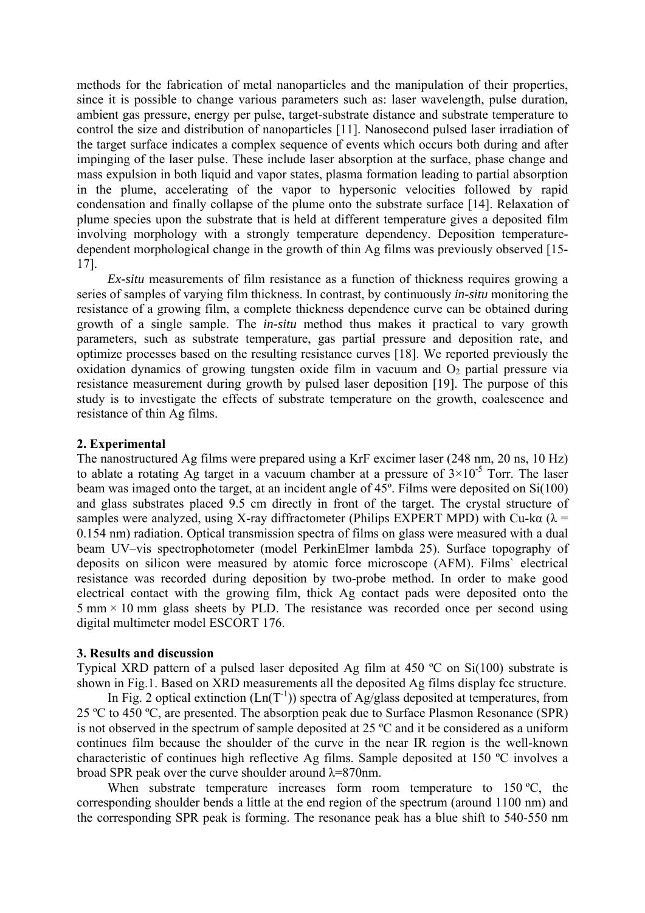methods for the fabrication of metal nanoparticles and the manipulation of their properties, since it is possible to change various parameters such as: laser wavelength, pulse duration, ambient gas pressure, energy per pulse, target-substrate distance and substrate temperature to control the size and distribution of nanoparticles [11]. Nanosecond pulsed laser irradiation of the target surface indicates a complex sequence of events which occurs both during and after impinging of the laser pulse. These include laser absorption at the surface, phase change and mass expulsion in both liquid and vapor states, plasma formation leading to partial absorption in the plume, accelerating of the vapor to hypersonic velocities followed by rapid condensation and finally collapse of the plume onto the substrate surface [14]. Relaxation of plume species upon the substrate that is held at different temperature gives a deposited film involving morphology with a strongly temperature dependency. Deposition temperature-dependent morphological change in the growth of thin Ag films was previously observed [15-17].

*Ex-situ* measurements of film resistance as a function of thickness requires growing a series of samples of varying film thickness. In contrast, by continuously *in-situ* monitoring the resistance of a growing film, a complete thickness dependence curve can be obtained during growth of a single sample. The *in-situ* method thus makes it practical to vary growth parameters, such as substrate temperature, gas partial pressure and deposition rate, and optimize processes based on the resulting resistance curves [18]. We reported previously the oxidation dynamics of growing tungsten oxide film in vacuum and $O_2$ partial pressure via resistance measurement during growth by pulsed laser deposition [19]. The purpose of this study is to investigate the effects of substrate temperature on the growth, coalescence and resistance of thin Ag films.

## 2. Experimental

The nanostructured Ag films were prepared using a KrF excimer laser (248 nm, 20 ns, 10 Hz) to ablate a rotating Ag target in a vacuum chamber at a pressure of $3\times10^{-5}$ Torr. The laser beam was imaged onto the target, at an incident angle of 45º. Films were deposited on Si(100) and glass substrates placed 9.5 cm directly in front of the target. The crystal structure of samples were analyzed, using X-ray diffractometer (Philips EXPERT MPD) with Cu-kα (λ = 0.154 nm) radiation. Optical transmission spectra of films on glass were measured with a dual beam UV–vis spectrophotometer (model PerkinElmer lambda 25). Surface topography of deposits on silicon were measured by atomic force microscope (AFM). Films` electrical resistance was recorded during deposition by two-probe method. In order to make good electrical contact with the growing film, thick Ag contact pads were deposited onto the 5 mm × 10 mm glass sheets by PLD. The resistance was recorded once per second using digital multimeter model ESCORT 176.

## 3. Results and discussion

Typical XRD pattern of a pulsed laser deposited Ag film at 450 ºC on Si(100) substrate is shown in Fig.1. Based on XRD measurements all the deposited Ag films display fcc structure.

In Fig. 2 optical extinction ($Ln(T^{-1})$) spectra of Ag/glass deposited at temperatures, from 25 ºC to 450 ºC, are presented. The absorption peak due to Surface Plasmon Resonance (SPR) is not observed in the spectrum of sample deposited at 25 ºC and it be considered as a uniform continues film because the shoulder of the curve in the near IR region is the well-known characteristic of continues high reflective Ag films. Sample deposited at 150 ºC involves a broad SPR peak over the curve shoulder around λ=870nm.

When substrate temperature increases form room temperature to 150 ºC, the corresponding shoulder bends a little at the end region of the spectrum (around 1100 nm) and the corresponding SPR peak is forming. The resonance peak has a blue shift to 540-550 nm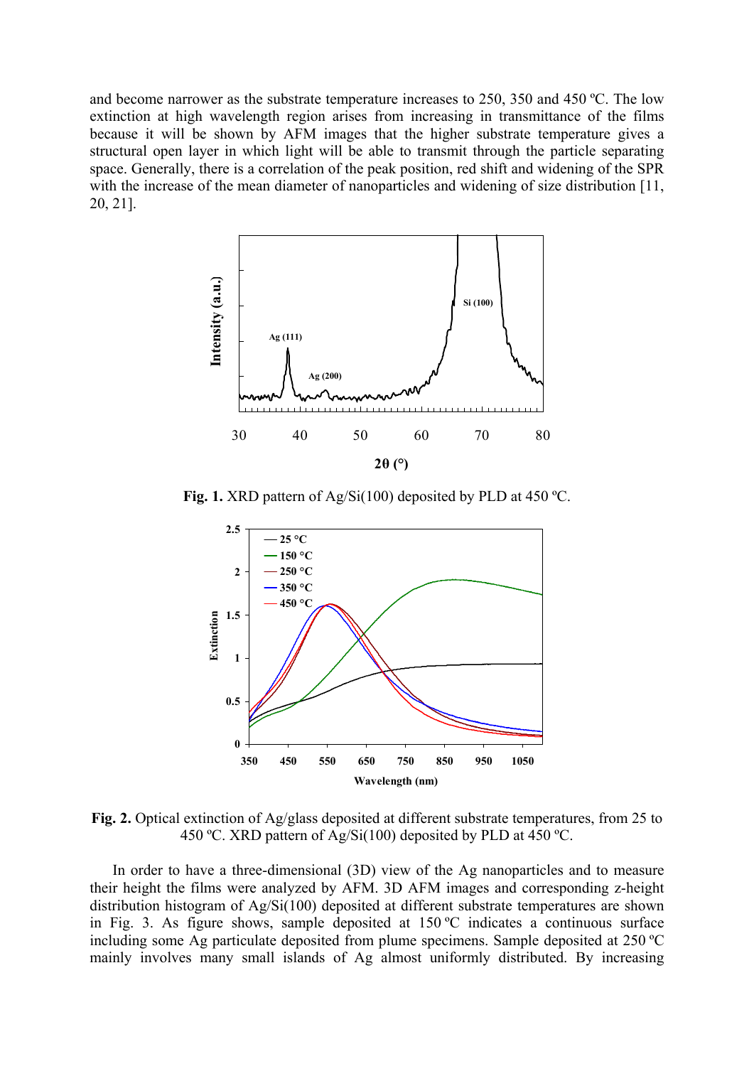and become narrower as the substrate temperature increases to 250, 350 and 450 ºC. The low extinction at high wavelength region arises from increasing in transmittance of the films because it will be shown by AFM images that the higher substrate temperature gives a structural open layer in which light will be able to transmit through the particle separating space. Generally, there is a correlation of the peak position, red shift and widening of the SPR with the increase of the mean diameter of nanoparticles and widening of size distribution [11, 20, 21].

**Fig. 1.** XRD pattern of Ag/Si(100) deposited by PLD at 450 ºC.

**Fig. 2.** Optical extinction of Ag/glass deposited at different substrate temperatures, from 25 to 450 ºC. XRD pattern of Ag/Si(100) deposited by PLD at 450 ºC.

In order to have a three-dimensional (3D) view of the Ag nanoparticles and to measure their height the films were analyzed by AFM. 3D AFM images and corresponding z-height distribution histogram of Ag/Si(100) deposited at different substrate temperatures are shown in Fig. 3. As figure shows, sample deposited at 150 ºC indicates a continuous surface including some Ag particulate deposited from plume specimens. Sample deposited at 250 ºC mainly involves many small islands of Ag almost uniformly distributed. By increasing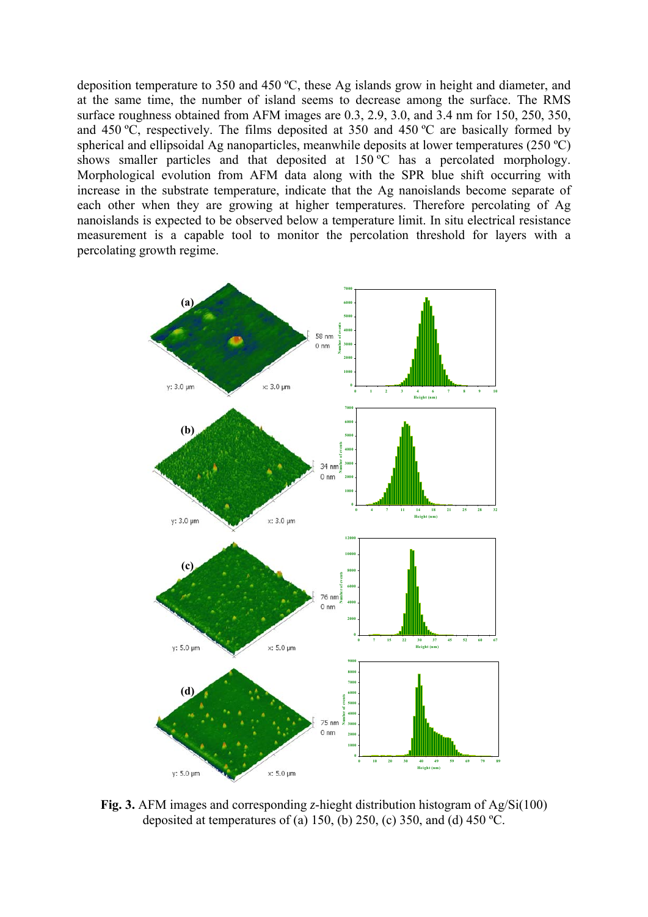deposition temperature to 350 and 450 ºC, these Ag islands grow in height and diameter, and at the same time, the number of island seems to decrease among the surface. The RMS surface roughness obtained from AFM images are 0.3, 2.9, 3.0, and 3.4 nm for 150, 250, 350, and 450 ºC, respectively. The films deposited at 350 and 450 ºC are basically formed by spherical and ellipsoidal Ag nanoparticles, meanwhile deposits at lower temperatures (250 ºC) shows smaller particles and that deposited at 150 ºC has a percolated morphology. Morphological evolution from AFM data along with the SPR blue shift occurring with increase in the substrate temperature, indicate that the Ag nanoislands become separate of each other when they are growing at higher temperatures. Therefore percolating of Ag nanoislands is expected to be observed below a temperature limit. In situ electrical resistance measurement is a capable tool to monitor the percolation threshold for layers with a percolating growth regime.

(a)

58 nm
0 nm
y: 3.0 μm
x: 3.0 μm

Number of events
Height (nm)

(b)

34 nm
0 nm
y: 3.0 μm
x: 3.0 μm

Number of events
Height (nm)

(c)

76 nm
0 nm
y: 5.0 μm
x: 5.0 μm

Number of events
Height (nm)

(d)

75 nm
0 nm
y: 5.0 μm
x: 5.0 μm

Number of events
Height (nm)

**Fig. 3.** AFM images and corresponding *z*-hieght distribution histogram of Ag/Si(100) deposited at temperatures of (a) 150, (b) 250, (c) 350, and (d) 450 ºC.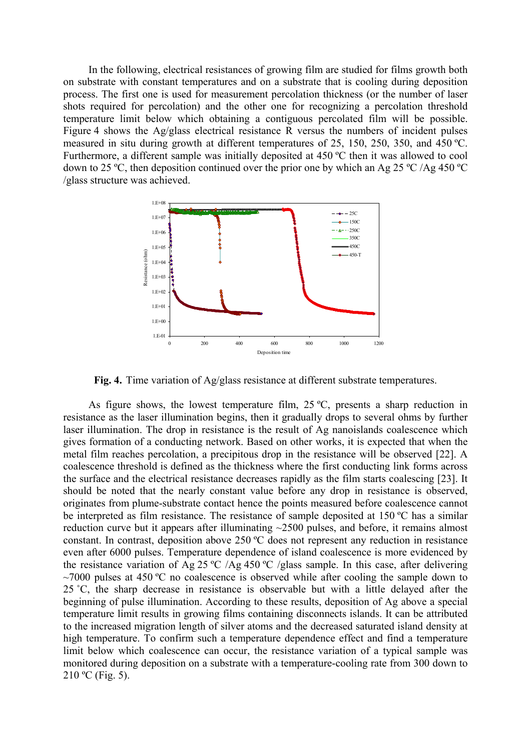In the following, electrical resistances of growing film are studied for films growth both on substrate with constant temperatures and on a substrate that is cooling during deposition process. The first one is used for measurement percolation thickness (or the number of laser shots required for percolation) and the other one for recognizing a percolation threshold temperature limit below which obtaining a contiguous percolated film will be possible. Figure 4 shows the Ag/glass electrical resistance R versus the numbers of incident pulses measured in situ during growth at different temperatures of 25, 150, 250, 350, and 450 ºC. Furthermore, a different sample was initially deposited at 450 ºC then it was allowed to cool down to 25 ºC, then deposition continued over the prior one by which an Ag 25 ºC /Ag 450 ºC /glass structure was achieved.

**Fig. 4.** Time variation of Ag/glass resistance at different substrate temperatures.

As figure shows, the lowest temperature film, 25 ºC, presents a sharp reduction in resistance as the laser illumination begins, then it gradually drops to several ohms by further laser illumination. The drop in resistance is the result of Ag nanoislands coalescence which gives formation of a conducting network. Based on other works, it is expected that when the metal film reaches percolation, a precipitous drop in the resistance will be observed [22]. A coalescence threshold is defined as the thickness where the first conducting link forms across the surface and the electrical resistance decreases rapidly as the film starts coalescing [23]. It should be noted that the nearly constant value before any drop in resistance is observed, originates from plume-substrate contact hence the points measured before coalescence cannot be interpreted as film resistance. The resistance of sample deposited at 150 ºC has a similar reduction curve but it appears after illuminating ~2500 pulses, and before, it remains almost constant. In contrast, deposition above 250 ºC does not represent any reduction in resistance even after 6000 pulses. Temperature dependence of island coalescence is more evidenced by the resistance variation of Ag 25 ºC /Ag 450 ºC /glass sample. In this case, after delivering ~7000 pulses at 450 ºC no coalescence is observed while after cooling the sample down to 25 ˚C, the sharp decrease in resistance is observable but with a little delayed after the beginning of pulse illumination. According to these results, deposition of Ag above a special temperature limit results in growing films containing disconnects islands. It can be attributed to the increased migration length of silver atoms and the decreased saturated island density at high temperature. To confirm such a temperature dependence effect and find a temperature limit below which coalescence can occur, the resistance variation of a typical sample was monitored during deposition on a substrate with a temperature-cooling rate from 300 down to 210 ºC (Fig. 5).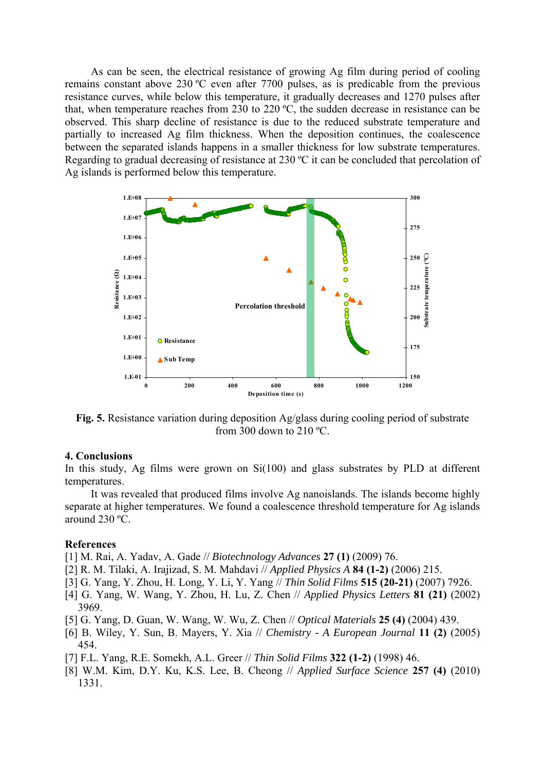As can be seen, the electrical resistance of growing Ag film during period of cooling remains constant above 230 ºC even after 7700 pulses, as is predicable from the previous resistance curves, while below this temperature, it gradually decreases and 1270 pulses after that, when temperature reaches from 230 to 220 ºC, the sudden decrease in resistance can be observed. This sharp decline of resistance is due to the reduced substrate temperature and partially to increased Ag film thickness. When the deposition continues, the coalescence between the separated islands happens in a smaller thickness for low substrate temperatures. Regarding to gradual decreasing of resistance at 230 ºC it can be concluded that percolation of Ag islands is performed below this temperature.

**Fig. 5.** Resistance variation during deposition Ag/glass during cooling period of substrate from 300 down to 210 ºC.

## 4. Conclusions

In this study, Ag films were grown on Si(100) and glass substrates by PLD at different temperatures.

It was revealed that produced films involve Ag nanoislands. The islands become highly separate at higher temperatures. We found a coalescence threshold temperature for Ag islands around 230 ºC.

## References

[1] M. Rai, A. Yadav, A. Gade // *Biotechnology Advances* **27 (1)** (2009) 76.

[2] R. M. Tilaki, A. Irajizad, S. M. Mahdavi // *Applied Physics A* **84 (1-2)** (2006) 215.

[3] G. Yang, Y. Zhou, H. Long, Y. Li, Y. Yang // *Thin Solid Films* **515 (20-21)** (2007) 7926.

[4] G. Yang, W. Wang, Y. Zhou, H. Lu, Z. Chen // *Applied Physics Letters* **81 (21)** (2002) 3969.

[5] G. Yang, D. Guan, W. Wang, W. Wu, Z. Chen // *Optical Materials* **25 (4)** (2004) 439.

[6] B. Wiley, Y. Sun, B. Mayers, Y. Xia // *Chemistry - A European Journal* **11 (2)** (2005) 454.

[7] F.L. Yang, R.E. Somekh, A.L. Greer // *Thin Solid Films* **322 (1-2)** (1998) 46.

[8] W.M. Kim, D.Y. Ku, K.S. Lee, B. Cheong // *Applied Surface Science* **257 (4)** (2010) 1331.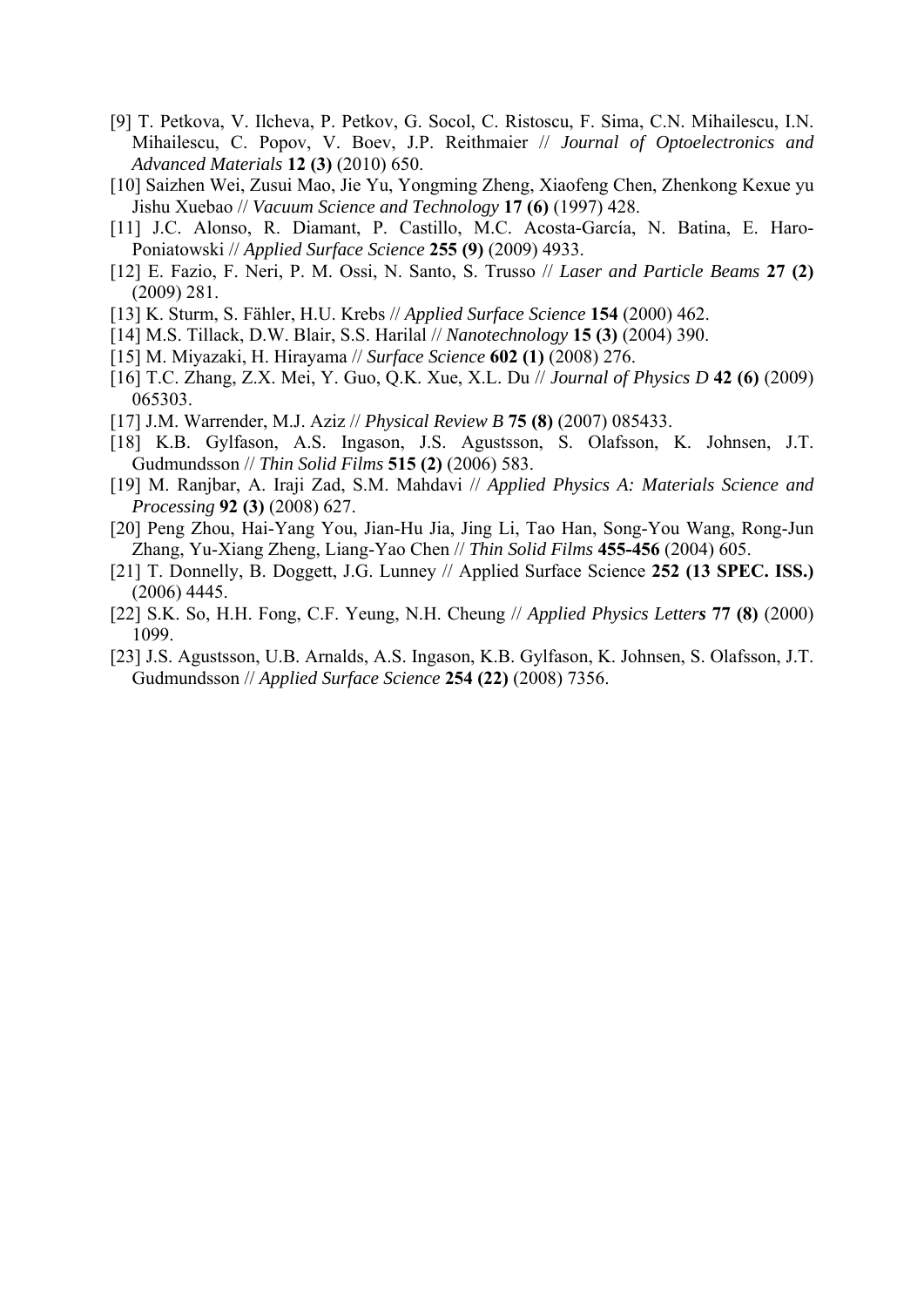[9] T. Petkova, V. Ilcheva, P. Petkov, G. Socol, C. Ristoscu, F. Sima, C.N. Mihailescu, I.N. Mihailescu, C. Popov, V. Boev, J.P. Reithmaier // *Journal of Optoelectronics and Advanced Materials* **12 (3)** (2010) 650.

[10] Saizhen Wei, Zusui Mao, Jie Yu, Yongming Zheng, Xiaofeng Chen, Zhenkong Kexue yu Jishu Xuebao // *Vacuum Science and Technology* **17 (6)** (1997) 428.

[11] J.C. Alonso, R. Diamant, P. Castillo, M.C. Acosta-García, N. Batina, E. Haro-Poniatowski // *Applied Surface Science* **255 (9)** (2009) 4933.

[12] E. Fazio, F. Neri, P. M. Ossi, N. Santo, S. Trusso // *Laser and Particle Beams* **27 (2)** (2009) 281.

[13] K. Sturm, S. Fähler, H.U. Krebs // *Applied Surface Science* **154** (2000) 462.

[14] M.S. Tillack, D.W. Blair, S.S. Harilal // *Nanotechnology* **15 (3)** (2004) 390.

[15] M. Miyazaki, H. Hirayama // *Surface Science* **602 (1)** (2008) 276.

[16] T.C. Zhang, Z.X. Mei, Y. Guo, Q.K. Xue, X.L. Du // *Journal of Physics D* **42 (6)** (2009) 065303.

[17] J.M. Warrender, M.J. Aziz // *Physical Review B* **75 (8)** (2007) 085433.

[18] K.B. Gylfason, A.S. Ingason, J.S. Agustsson, S. Olafsson, K. Johnsen, J.T. Gudmundsson // *Thin Solid Films* **515 (2)** (2006) 583.

[19] M. Ranjbar, A. Iraji Zad, S.M. Mahdavi // *Applied Physics A: Materials Science and Processing* **92 (3)** (2008) 627.

[20] Peng Zhou, Hai-Yang You, Jian-Hu Jia, Jing Li, Tao Han, Song-You Wang, Rong-Jun Zhang, Yu-Xiang Zheng, Liang-Yao Chen // *Thin Solid Films* **455-456** (2004) 605.

[21] T. Donnelly, B. Doggett, J.G. Lunney // Applied Surface Science **252 (13 SPEC. ISS.)** (2006) 4445.

[22] S.K. So, H.H. Fong, C.F. Yeung, N.H. Cheung // *Applied Physics Letters* **77 (8)** (2000) 1099.

[23] J.S. Agustsson, U.B. Arnalds, A.S. Ingason, K.B. Gylfason, K. Johnsen, S. Olafsson, J.T. Gudmundsson // *Applied Surface Science* **254 (22)** (2008) 7356.